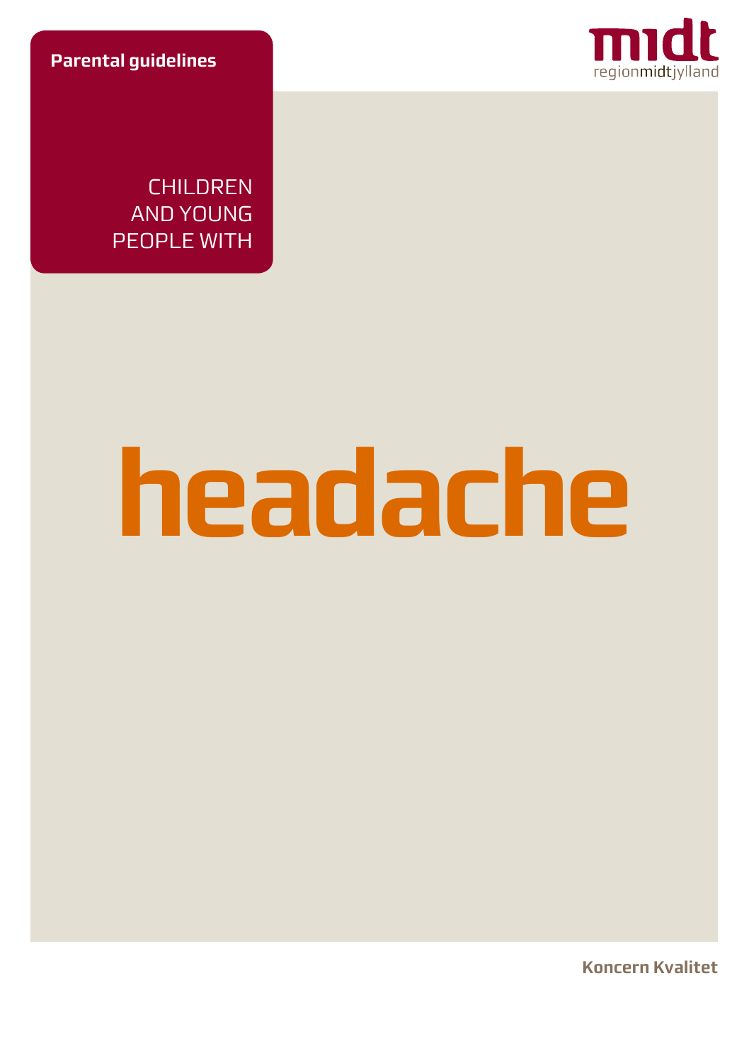**Parental guidelines**

CHILDREN
AND YOUNG
PEOPLE WITH

# headache

midt
regionmidtjylland

Koncern Kvalitet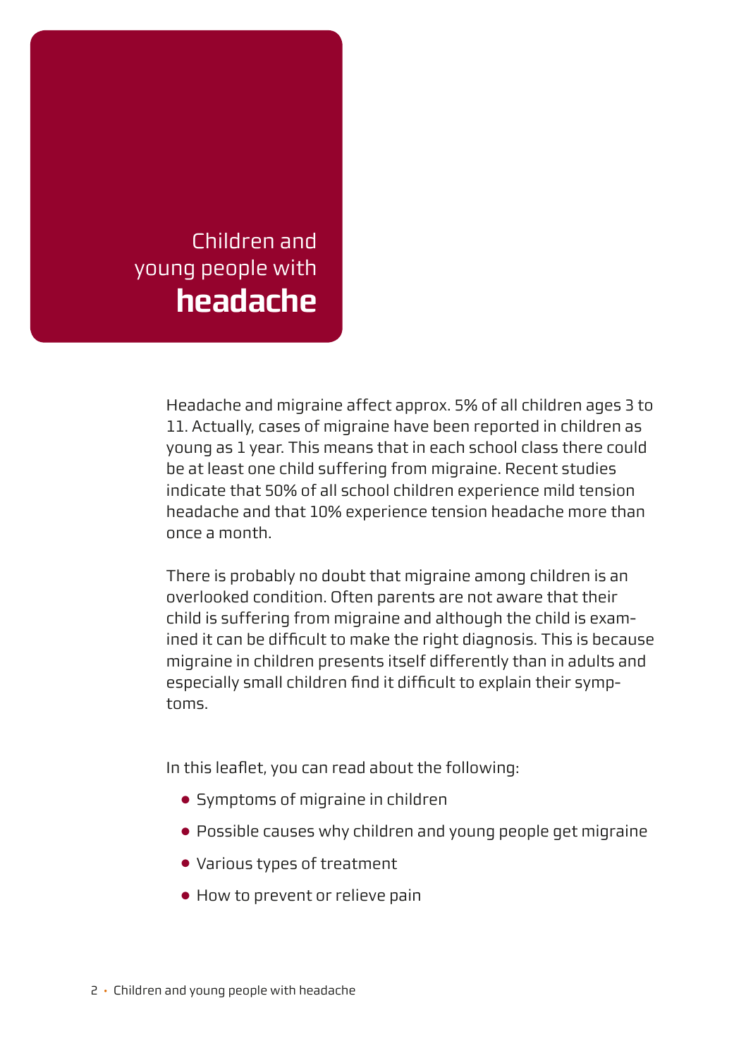# Children and young people with **headache**

Headache and migraine affect approx. 5% of all children ages 3 to 11. Actually, cases of migraine have been reported in children as young as 1 year. This means that in each school class there could be at least one child suffering from migraine. Recent studies indicate that 50% of all school children experience mild tension headache and that 10% experience tension headache more than once a month.

There is probably no doubt that migraine among children is an overlooked condition. Often parents are not aware that their child is suffering from migraine and although the child is examined it can be difficult to make the right diagnosis. This is because migraine in children presents itself differently than in adults and especially small children find it difficult to explain their symptoms.

In this leaflet, you can read about the following:

- Symptoms of migraine in children
- Possible causes why children and young people get migraine
- Various types of treatment
- How to prevent or relieve pain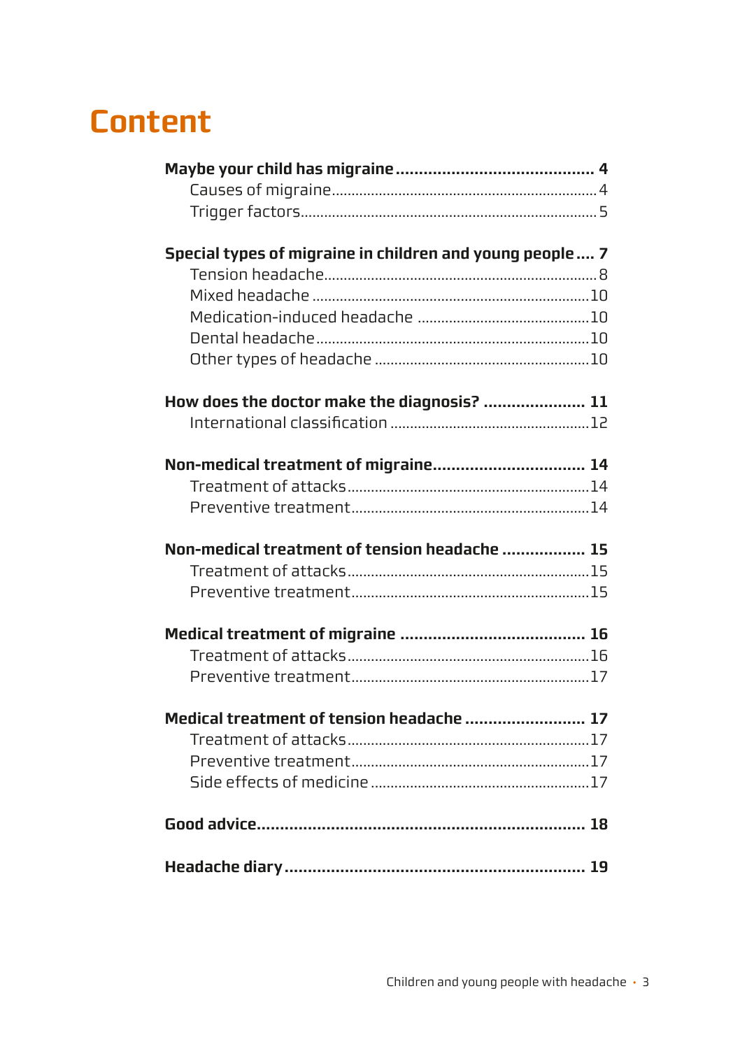# Content

**Maybe your child has migraine** .......... **4**
- Causes of migraine .......... 4
- Trigger factors .......... 5

**Special types of migraine in children and young people** .......... **7**
- Tension headache .......... 8
- Mixed headache .......... 10
- Medication-induced headache .......... 10
- Dental headache .......... 10
- Other types of headache .......... 10

**How does the doctor make the diagnosis?** .......... **11**
- International classification .......... 12

**Non-medical treatment of migraine** .......... **14**
- Treatment of attacks .......... 14
- Preventive treatment .......... 14

**Non-medical treatment of tension headache** .......... **15**
- Treatment of attacks .......... 15
- Preventive treatment .......... 15

**Medical treatment of migraine** .......... **16**
- Treatment of attacks .......... 16
- Preventive treatment .......... 17

**Medical treatment of tension headache** .......... **17**
- Treatment of attacks .......... 17
- Preventive treatment .......... 17
- Side effects of medicine .......... 17

**Good advice** .......... **18**

**Headache diary** .......... **19**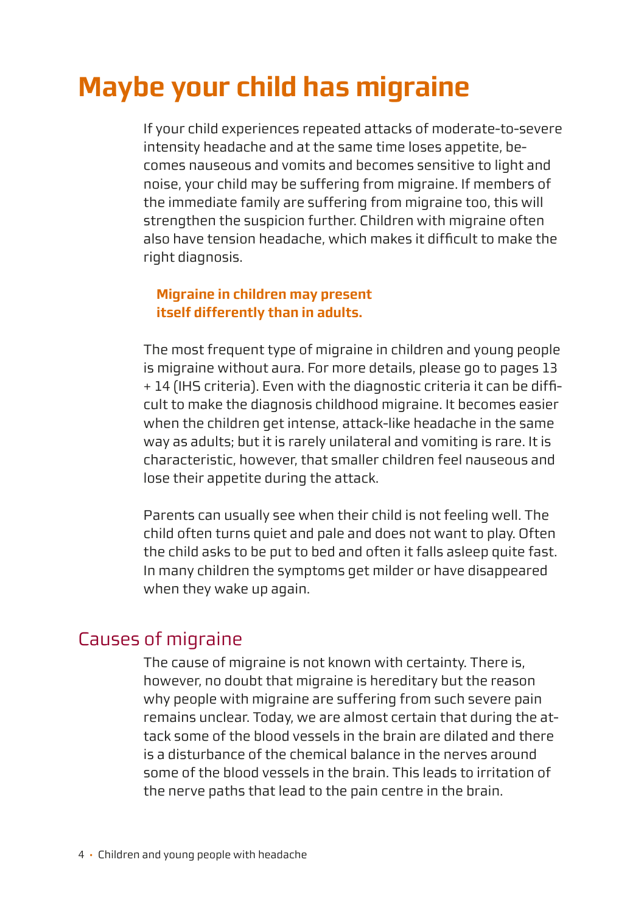# Maybe your child has migraine

If your child experiences repeated attacks of moderate-to-severe intensity headache and at the same time loses appetite, becomes nauseous and vomits and becomes sensitive to light and noise, your child may be suffering from migraine. If members of the immediate family are suffering from migraine too, this will strengthen the suspicion further. Children with migraine often also have tension headache, which makes it difficult to make the right diagnosis.

**Migraine in children may present itself differently than in adults.**

The most frequent type of migraine in children and young people is migraine without aura. For more details, please go to pages 13 + 14 (IHS criteria). Even with the diagnostic criteria it can be difficult to make the diagnosis childhood migraine. It becomes easier when the children get intense, attack-like headache in the same way as adults; but it is rarely unilateral and vomiting is rare. It is characteristic, however, that smaller children feel nauseous and lose their appetite during the attack.

Parents can usually see when their child is not feeling well. The child often turns quiet and pale and does not want to play. Often the child asks to be put to bed and often it falls asleep quite fast. In many children the symptoms get milder or have disappeared when they wake up again.

## Causes of migraine

The cause of migraine is not known with certainty. There is, however, no doubt that migraine is hereditary but the reason why people with migraine are suffering from such severe pain remains unclear. Today, we are almost certain that during the attack some of the blood vessels in the brain are dilated and there is a disturbance of the chemical balance in the nerves around some of the blood vessels in the brain. This leads to irritation of the nerve paths that lead to the pain centre in the brain.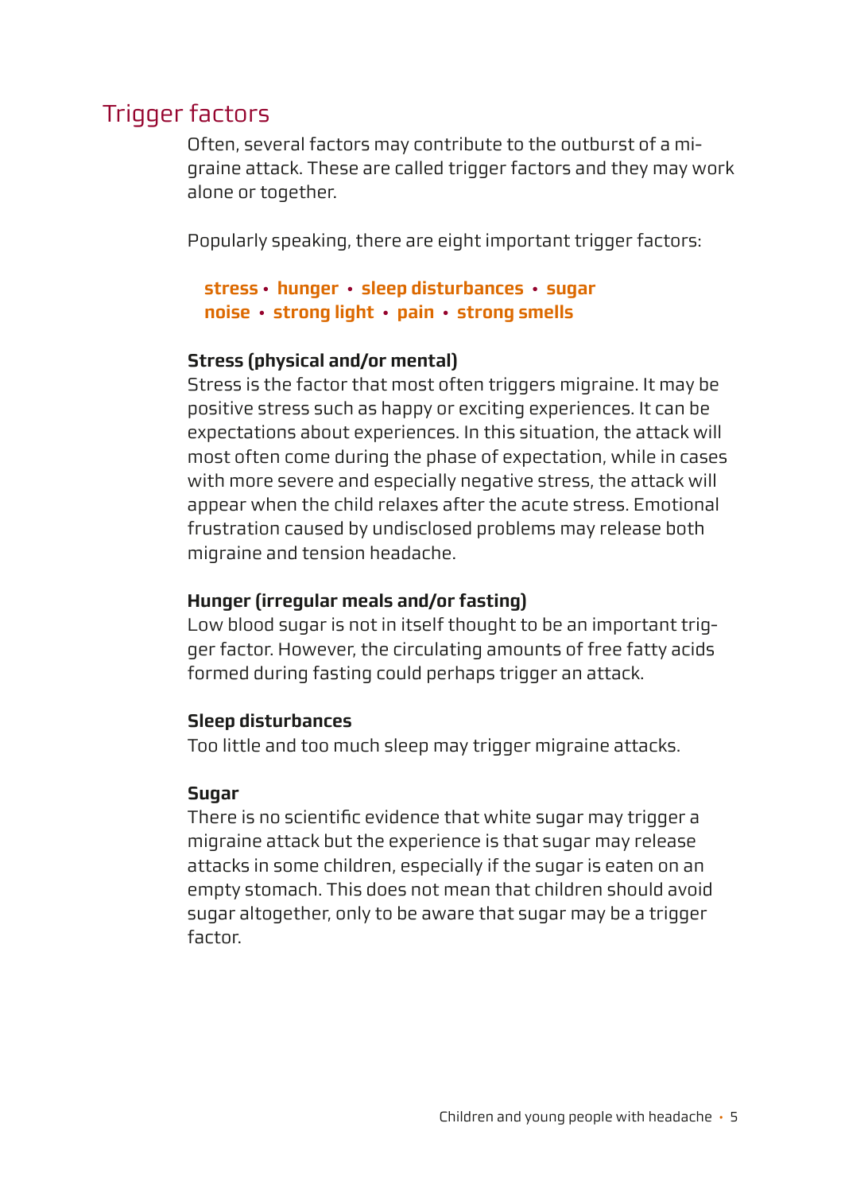## Trigger factors

Often, several factors may contribute to the outburst of a migraine attack. These are called trigger factors and they may work alone or together.

Popularly speaking, there are eight important trigger factors:

**stress • hunger • sleep disturbances • sugar**
**noise • strong light • pain • strong smells**

**Stress (physical and/or mental)**
Stress is the factor that most often triggers migraine. It may be positive stress such as happy or exciting experiences. It can be expectations about experiences. In this situation, the attack will most often come during the phase of expectation, while in cases with more severe and especially negative stress, the attack will appear when the child relaxes after the acute stress. Emotional frustration caused by undisclosed problems may release both migraine and tension headache.

**Hunger (irregular meals and/or fasting)**
Low blood sugar is not in itself thought to be an important trigger factor. However, the circulating amounts of free fatty acids formed during fasting could perhaps trigger an attack.

**Sleep disturbances**
Too little and too much sleep may trigger migraine attacks.

**Sugar**
There is no scientific evidence that white sugar may trigger a migraine attack but the experience is that sugar may release attacks in some children, especially if the sugar is eaten on an empty stomach. This does not mean that children should avoid sugar altogether, only to be aware that sugar may be a trigger factor.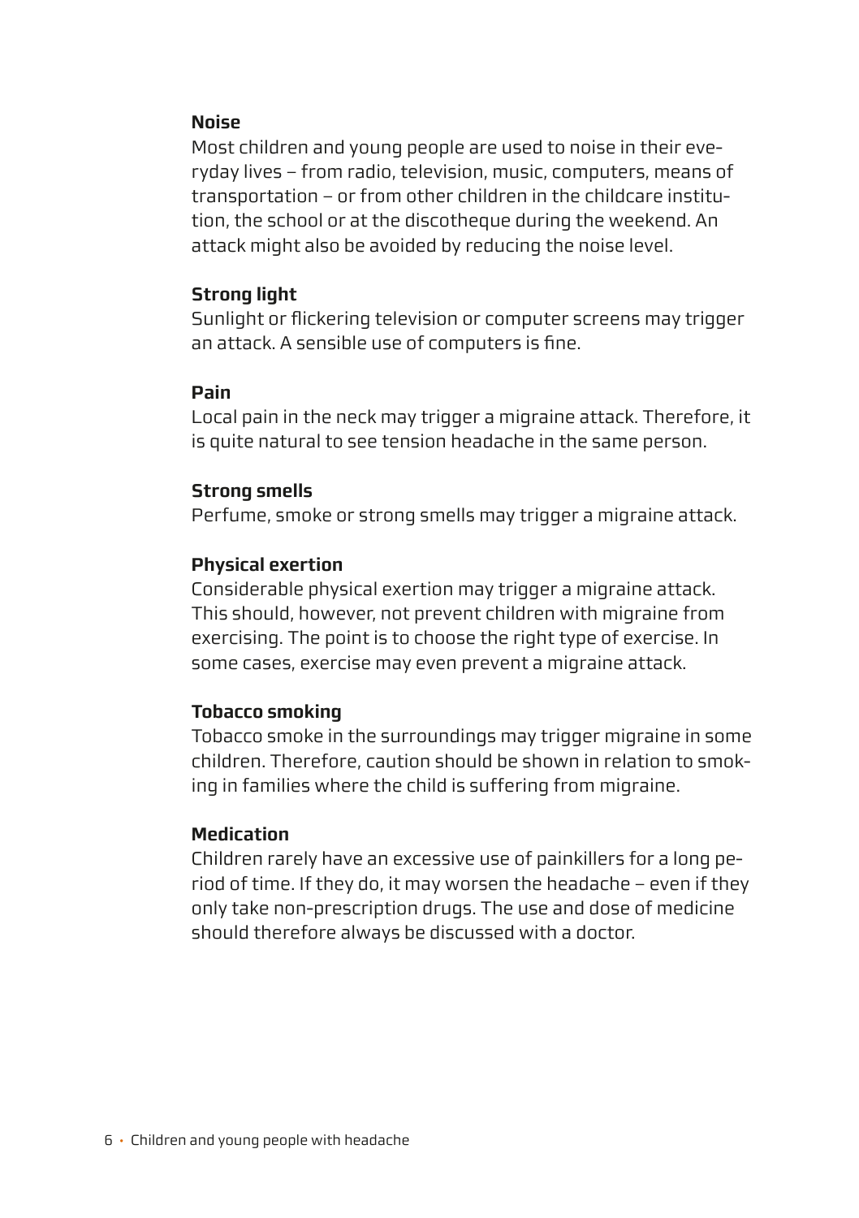**Noise**

Most children and young people are used to noise in their everyday lives – from radio, television, music, computers, means of transportation – or from other children in the childcare institution, the school or at the discotheque during the weekend. An attack might also be avoided by reducing the noise level.

**Strong light**

Sunlight or flickering television or computer screens may trigger an attack. A sensible use of computers is fine.

**Pain**

Local pain in the neck may trigger a migraine attack. Therefore, it is quite natural to see tension headache in the same person.

**Strong smells**

Perfume, smoke or strong smells may trigger a migraine attack.

**Physical exertion**

Considerable physical exertion may trigger a migraine attack. This should, however, not prevent children with migraine from exercising. The point is to choose the right type of exercise. In some cases, exercise may even prevent a migraine attack.

**Tobacco smoking**

Tobacco smoke in the surroundings may trigger migraine in some children. Therefore, caution should be shown in relation to smoking in families where the child is suffering from migraine.

**Medication**

Children rarely have an excessive use of painkillers for a long period of time. If they do, it may worsen the headache – even if they only take non-prescription drugs. The use and dose of medicine should therefore always be discussed with a doctor.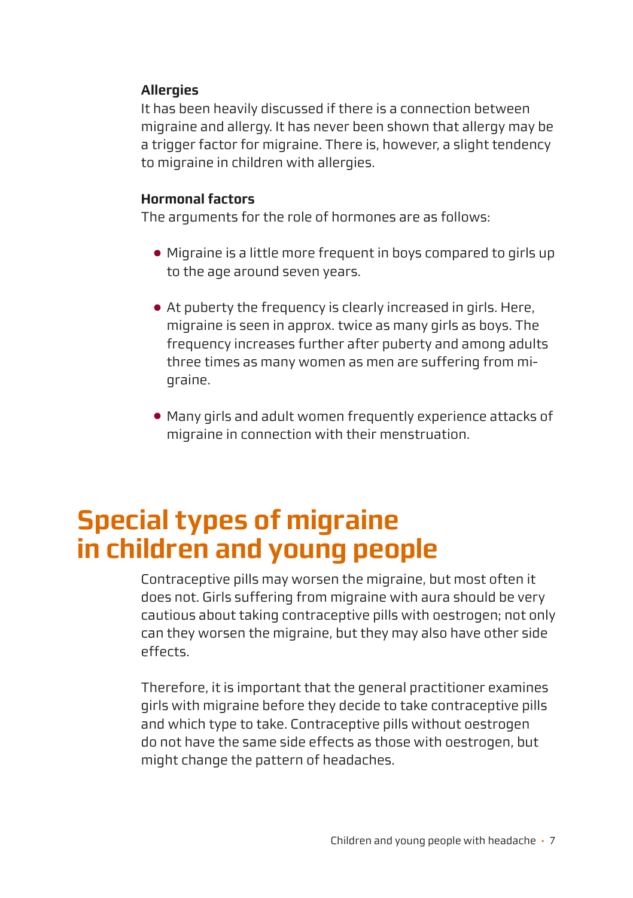### Allergies

It has been heavily discussed if there is a connection between migraine and allergy. It has never been shown that allergy may be a trigger factor for migraine. There is, however, a slight tendency to migraine in children with allergies.

### Hormonal factors

The arguments for the role of hormones are as follows:

- Migraine is a little more frequent in boys compared to girls up to the age around seven years.
- At puberty the frequency is clearly increased in girls. Here, migraine is seen in approx. twice as many girls as boys. The frequency increases further after puberty and among adults three times as many women as men are suffering from migraine.
- Many girls and adult women frequently experience attacks of migraine in connection with their menstruation.

## Special types of migraine in children and young people

Contraceptive pills may worsen the migraine, but most often it does not. Girls suffering from migraine with aura should be very cautious about taking contraceptive pills with oestrogen; not only can they worsen the migraine, but they may also have other side effects.

Therefore, it is important that the general practitioner examines girls with migraine before they decide to take contraceptive pills and which type to take. Contraceptive pills without oestrogen do not have the same side effects as those with oestrogen, but might change the pattern of headaches.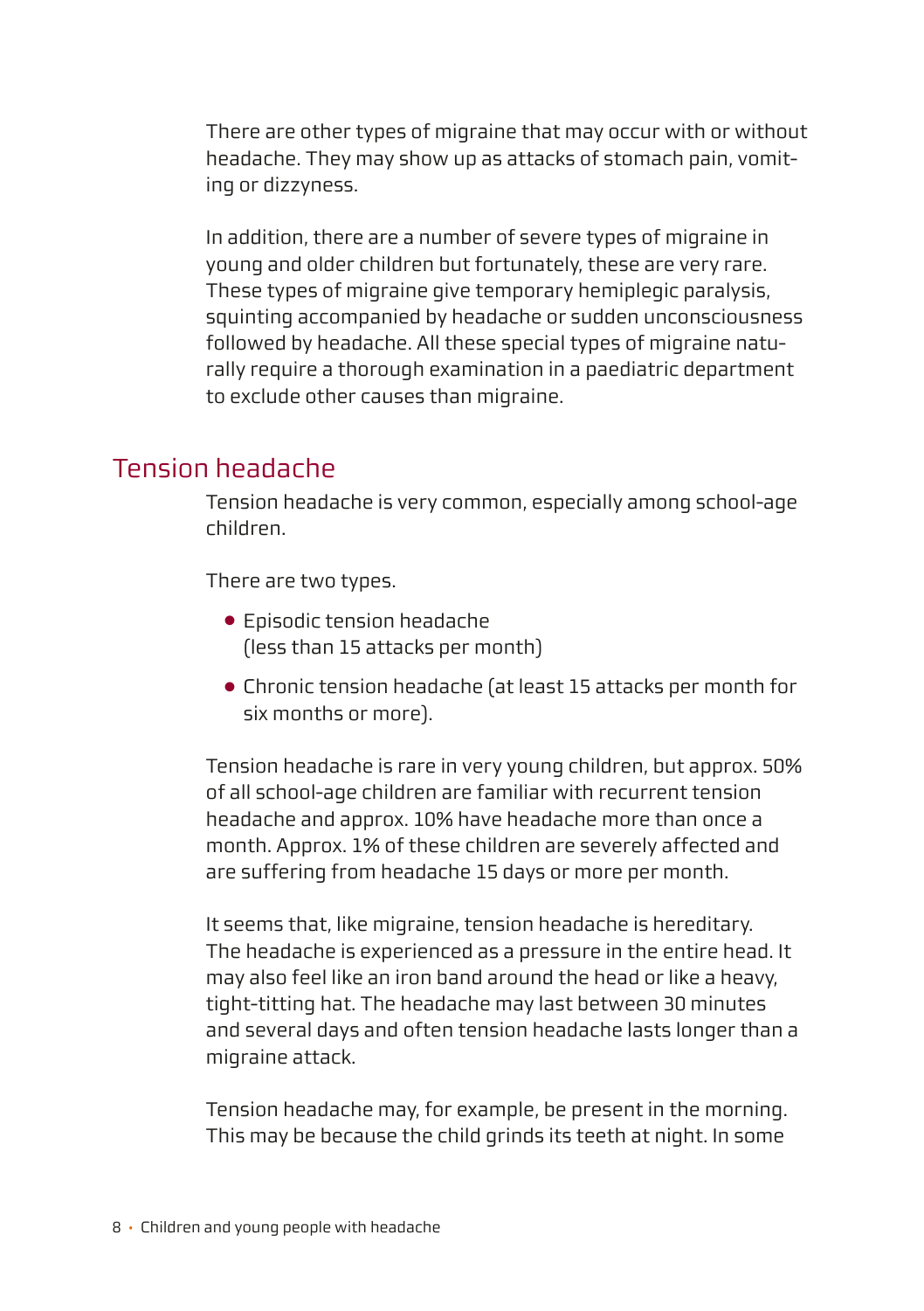There are other types of migraine that may occur with or without headache. They may show up as attacks of stomach pain, vomiting or dizzyness.

In addition, there are a number of severe types of migraine in young and older children but fortunately, these are very rare. These types of migraine give temporary hemiplegic paralysis, squinting accompanied by headache or sudden unconsciousness followed by headache. All these special types of migraine naturally require a thorough examination in a paediatric department to exclude other causes than migraine.

## Tension headache

Tension headache is very common, especially among school-age children.

There are two types.

- Episodic tension headache (less than 15 attacks per month)
- Chronic tension headache (at least 15 attacks per month for six months or more).

Tension headache is rare in very young children, but approx. 50% of all school-age children are familiar with recurrent tension headache and approx. 10% have headache more than once a month. Approx. 1% of these children are severely affected and are suffering from headache 15 days or more per month.

It seems that, like migraine, tension headache is hereditary. The headache is experienced as a pressure in the entire head. It may also feel like an iron band around the head or like a heavy, tight-titting hat. The headache may last between 30 minutes and several days and often tension headache lasts longer than a migraine attack.

Tension headache may, for example, be present in the morning. This may be because the child grinds its teeth at night. In some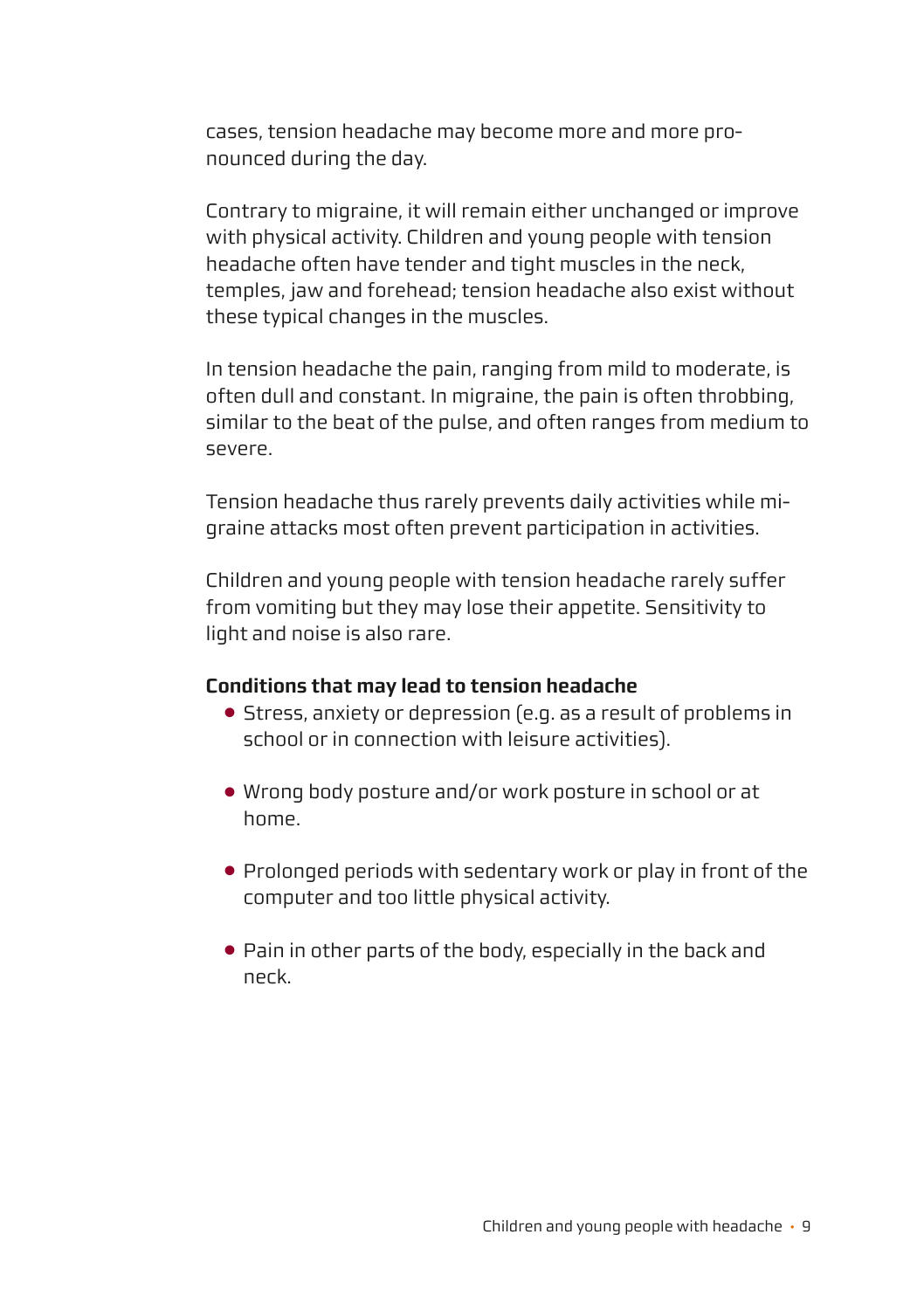cases, tension headache may become more and more pronounced during the day.

Contrary to migraine, it will remain either unchanged or improve with physical activity. Children and young people with tension headache often have tender and tight muscles in the neck, temples, jaw and forehead; tension headache also exist without these typical changes in the muscles.

In tension headache the pain, ranging from mild to moderate, is often dull and constant. In migraine, the pain is often throbbing, similar to the beat of the pulse, and often ranges from medium to severe.

Tension headache thus rarely prevents daily activities while migraine attacks most often prevent participation in activities.

Children and young people with tension headache rarely suffer from vomiting but they may lose their appetite. Sensitivity to light and noise is also rare.

**Conditions that may lead to tension headache**

- Stress, anxiety or depression (e.g. as a result of problems in school or in connection with leisure activities).
- Wrong body posture and/or work posture in school or at home.
- Prolonged periods with sedentary work or play in front of the computer and too little physical activity.
- Pain in other parts of the body, especially in the back and neck.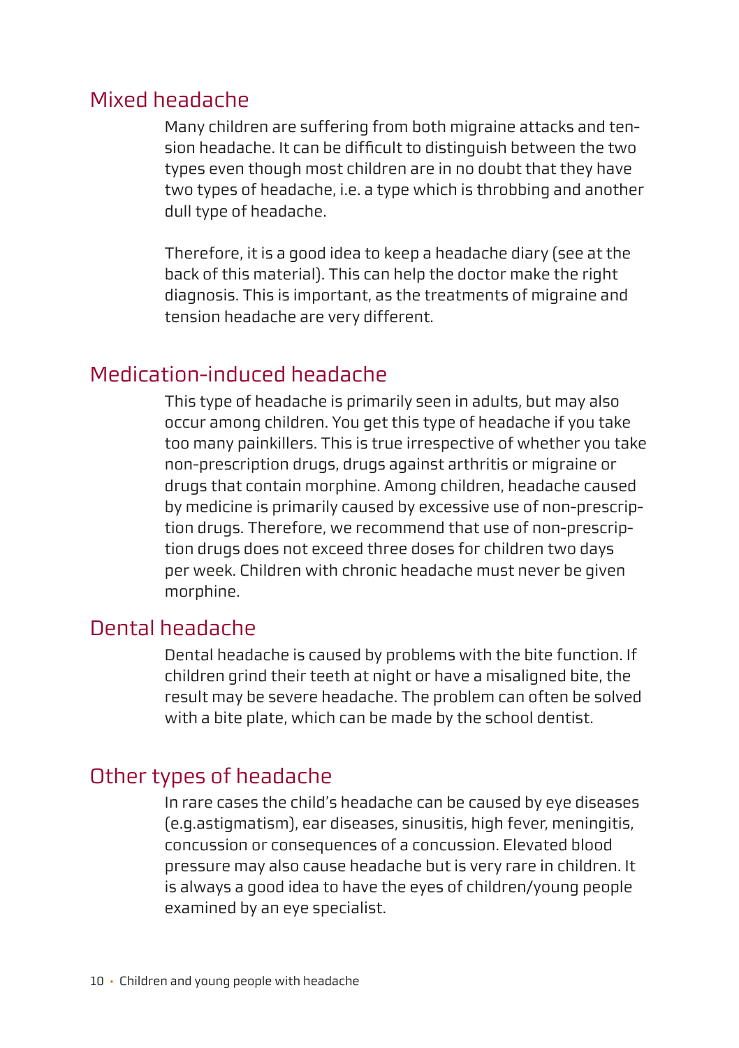## Mixed headache

Many children are suffering from both migraine attacks and tension headache. It can be difficult to distinguish between the two types even though most children are in no doubt that they have two types of headache, i.e. a type which is throbbing and another dull type of headache.

Therefore, it is a good idea to keep a headache diary (see at the back of this material). This can help the doctor make the right diagnosis. This is important, as the treatments of migraine and tension headache are very different.

## Medication-induced headache

This type of headache is primarily seen in adults, but may also occur among children. You get this type of headache if you take too many painkillers. This is true irrespective of whether you take non-prescription drugs, drugs against arthritis or migraine or drugs that contain morphine. Among children, headache caused by medicine is primarily caused by excessive use of non-prescription drugs. Therefore, we recommend that use of non-prescription drugs does not exceed three doses for children two days per week. Children with chronic headache must never be given morphine.

## Dental headache

Dental headache is caused by problems with the bite function. If children grind their teeth at night or have a misaligned bite, the result may be severe headache. The problem can often be solved with a bite plate, which can be made by the school dentist.

## Other types of headache

In rare cases the child's headache can be caused by eye diseases (e.g.astigmatism), ear diseases, sinusitis, high fever, meningitis, concussion or consequences of a concussion. Elevated blood pressure may also cause headache but is very rare in children. It is always a good idea to have the eyes of children/young people examined by an eye specialist.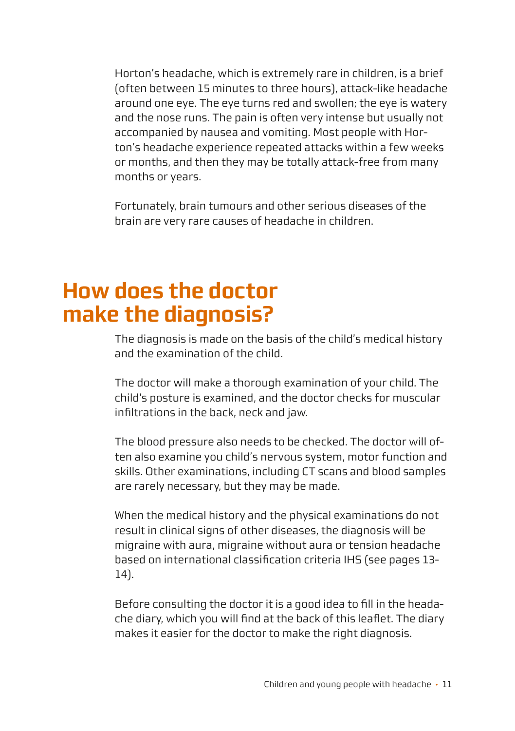Horton's headache, which is extremely rare in children, is a brief (often between 15 minutes to three hours), attack-like headache around one eye. The eye turns red and swollen; the eye is watery and the nose runs. The pain is often very intense but usually not accompanied by nausea and vomiting. Most people with Horton's headache experience repeated attacks within a few weeks or months, and then they may be totally attack-free from many months or years.

Fortunately, brain tumours and other serious diseases of the brain are very rare causes of headache in children.

# How does the doctor make the diagnosis?

The diagnosis is made on the basis of the child's medical history and the examination of the child.

The doctor will make a thorough examination of your child. The child's posture is examined, and the doctor checks for muscular infiltrations in the back, neck and jaw.

The blood pressure also needs to be checked. The doctor will often also examine you child's nervous system, motor function and skills. Other examinations, including CT scans and blood samples are rarely necessary, but they may be made.

When the medical history and the physical examinations do not result in clinical signs of other diseases, the diagnosis will be migraine with aura, migraine without aura or tension headache based on international classification criteria IHS (see pages 13-14).

Before consulting the doctor it is a good idea to fill in the headache diary, which you will find at the back of this leaflet. The diary makes it easier for the doctor to make the right diagnosis.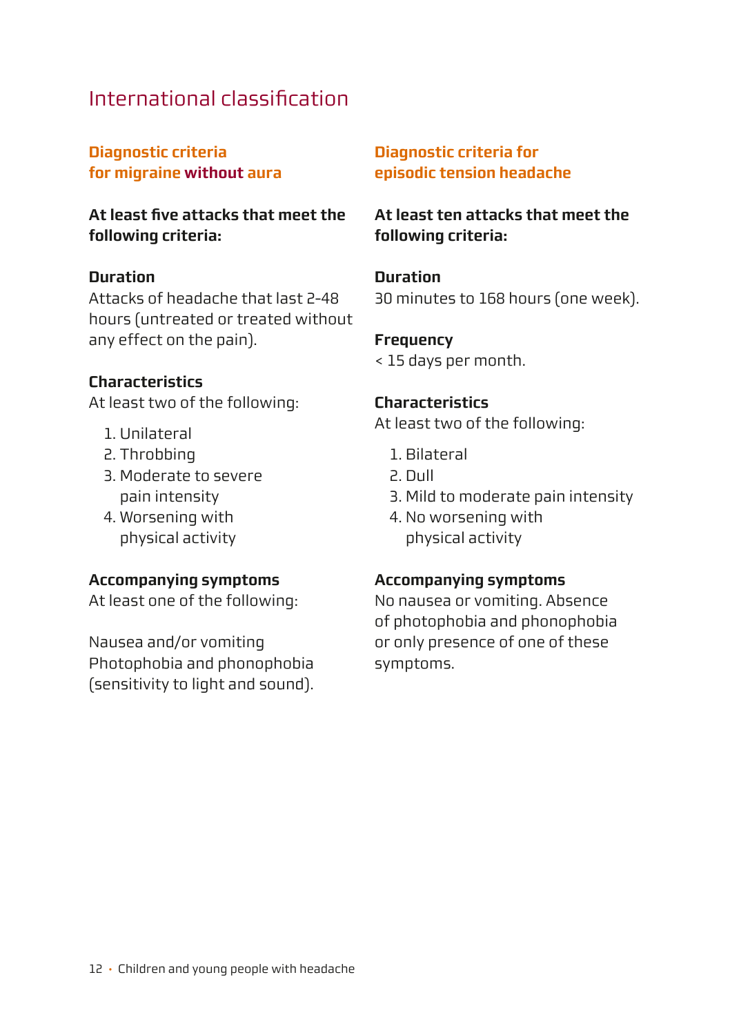# International classification

## Diagnostic criteria for migraine without aura

**At least five attacks that meet the following criteria:**

**Duration**

Attacks of headache that last 2-48 hours (untreated or treated without any effect on the pain).

**Characteristics**

At least two of the following:

1. Unilateral
2. Throbbing
3. Moderate to severe pain intensity
4. Worsening with physical activity

**Accompanying symptoms**

At least one of the following:

Nausea and/or vomiting
Photophobia and phonophobia (sensitivity to light and sound).

## Diagnostic criteria for episodic tension headache

**At least ten attacks that meet the following criteria:**

**Duration**

30 minutes to 168 hours (one week).

**Frequency**

< 15 days per month.

**Characteristics**

At least two of the following:

1. Bilateral
2. Dull
3. Mild to moderate pain intensity
4. No worsening with physical activity

**Accompanying symptoms**

No nausea or vomiting. Absence of photophobia and phonophobia or only presence of one of these symptoms.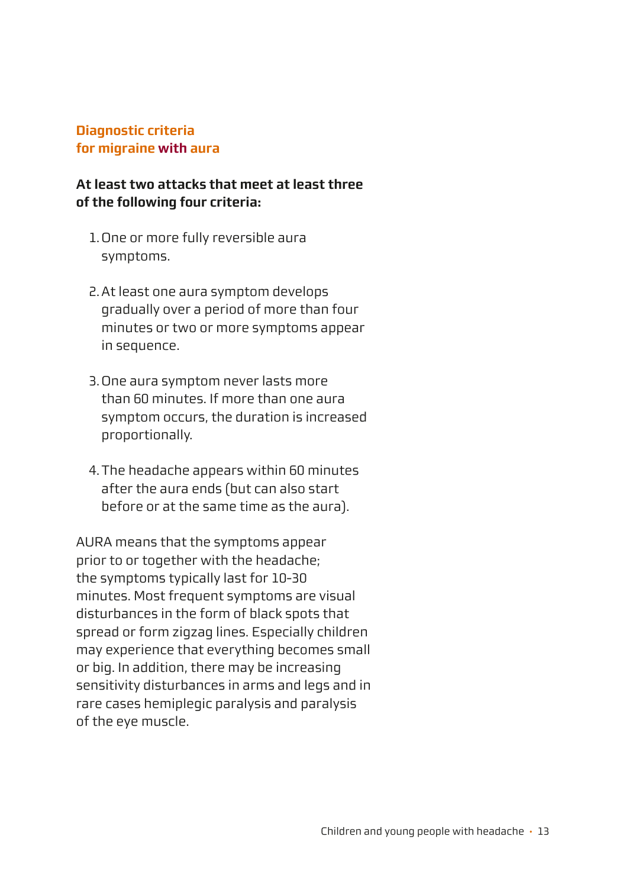## Diagnostic criteria for migraine with aura

**At least two attacks that meet at least three of the following four criteria:**

1. One or more fully reversible aura symptoms.
2. At least one aura symptom develops gradually over a period of more than four minutes or two or more symptoms appear in sequence.
3. One aura symptom never lasts more than 60 minutes. If more than one aura symptom occurs, the duration is increased proportionally.
4. The headache appears within 60 minutes after the aura ends (but can also start before or at the same time as the aura).

AURA means that the symptoms appear prior to or together with the headache; the symptoms typically last for 10-30 minutes. Most frequent symptoms are visual disturbances in the form of black spots that spread or form zigzag lines. Especially children may experience that everything becomes small or big. In addition, there may be increasing sensitivity disturbances in arms and legs and in rare cases hemiplegic paralysis and paralysis of the eye muscle.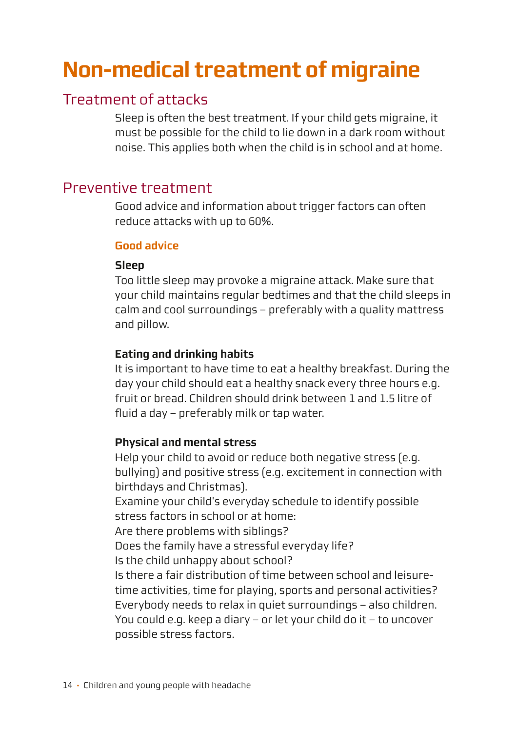# Non-medical treatment of migraine

## Treatment of attacks

Sleep is often the best treatment. If your child gets migraine, it must be possible for the child to lie down in a dark room without noise. This applies both when the child is in school and at home.

## Preventive treatment

Good advice and information about trigger factors can often reduce attacks with up to 60%.

### Good advice

**Sleep**

Too little sleep may provoke a migraine attack. Make sure that your child maintains regular bedtimes and that the child sleeps in calm and cool surroundings – preferably with a quality mattress and pillow.

**Eating and drinking habits**

It is important to have time to eat a healthy breakfast. During the day your child should eat a healthy snack every three hours e.g. fruit or bread. Children should drink between 1 and 1.5 litre of fluid a day – preferably milk or tap water.

**Physical and mental stress**

Help your child to avoid or reduce both negative stress (e.g. bullying) and positive stress (e.g. excitement in connection with birthdays and Christmas).
Examine your child's everyday schedule to identify possible stress factors in school or at home:
Are there problems with siblings?
Does the family have a stressful everyday life?
Is the child unhappy about school?
Is there a fair distribution of time between school and leisure-time activities, time for playing, sports and personal activities?
Everybody needs to relax in quiet surroundings – also children.
You could e.g. keep a diary – or let your child do it – to uncover possible stress factors.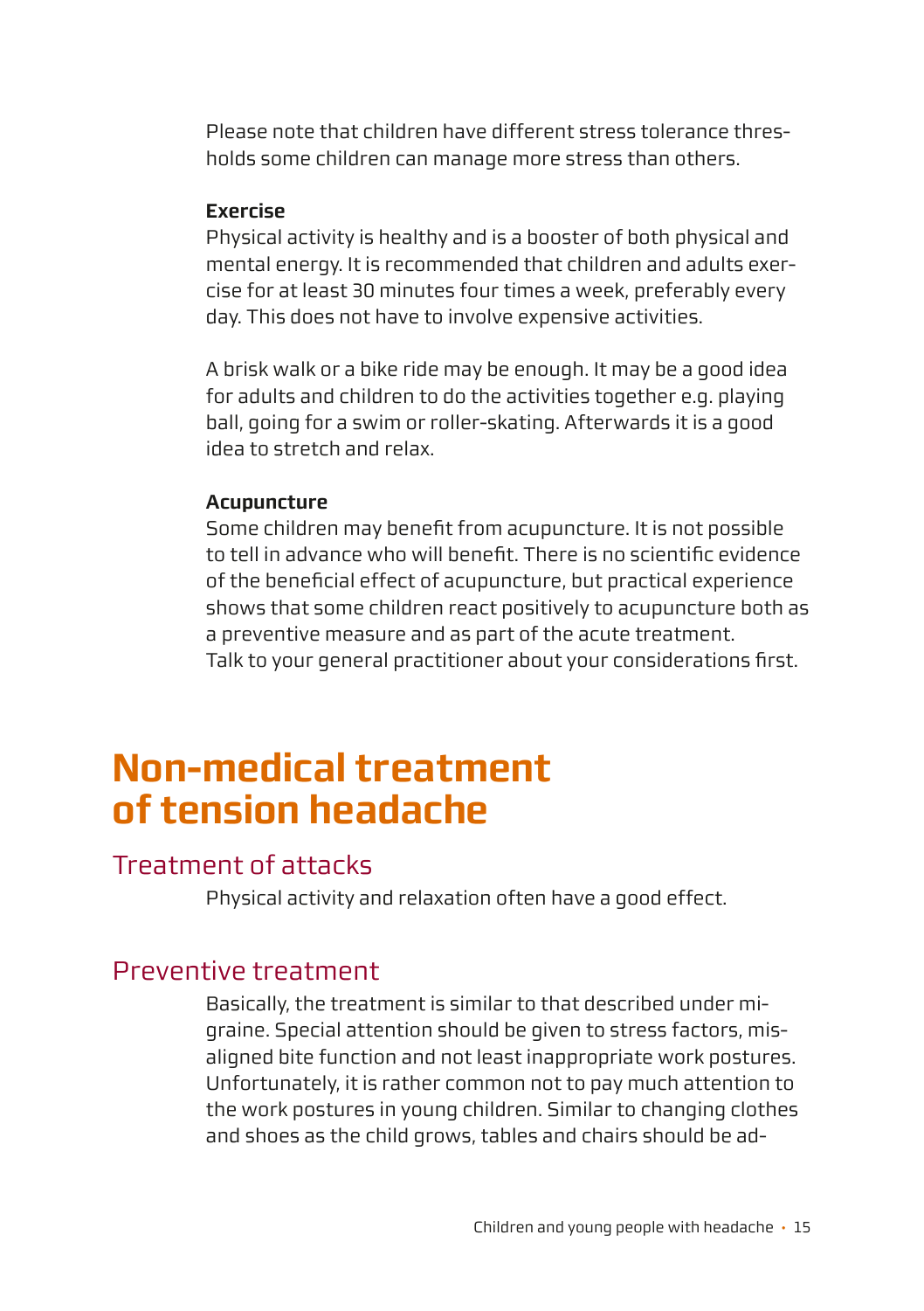Please note that children have different stress tolerance thresholds some children can manage more stress than others.

**Exercise**

Physical activity is healthy and is a booster of both physical and mental energy. It is recommended that children and adults exercise for at least 30 minutes four times a week, preferably every day. This does not have to involve expensive activities.

A brisk walk or a bike ride may be enough. It may be a good idea for adults and children to do the activities together e.g. playing ball, going for a swim or roller-skating. Afterwards it is a good idea to stretch and relax.

**Acupuncture**

Some children may benefit from acupuncture. It is not possible to tell in advance who will benefit. There is no scientific evidence of the beneficial effect of acupuncture, but practical experience shows that some children react positively to acupuncture both as a preventive measure and as part of the acute treatment. Talk to your general practitioner about your considerations first.

# Non-medical treatment of tension headache

## Treatment of attacks

Physical activity and relaxation often have a good effect.

## Preventive treatment

Basically, the treatment is similar to that described under migraine. Special attention should be given to stress factors, misaligned bite function and not least inappropriate work postures. Unfortunately, it is rather common not to pay much attention to the work postures in young children. Similar to changing clothes and shoes as the child grows, tables and chairs should be ad-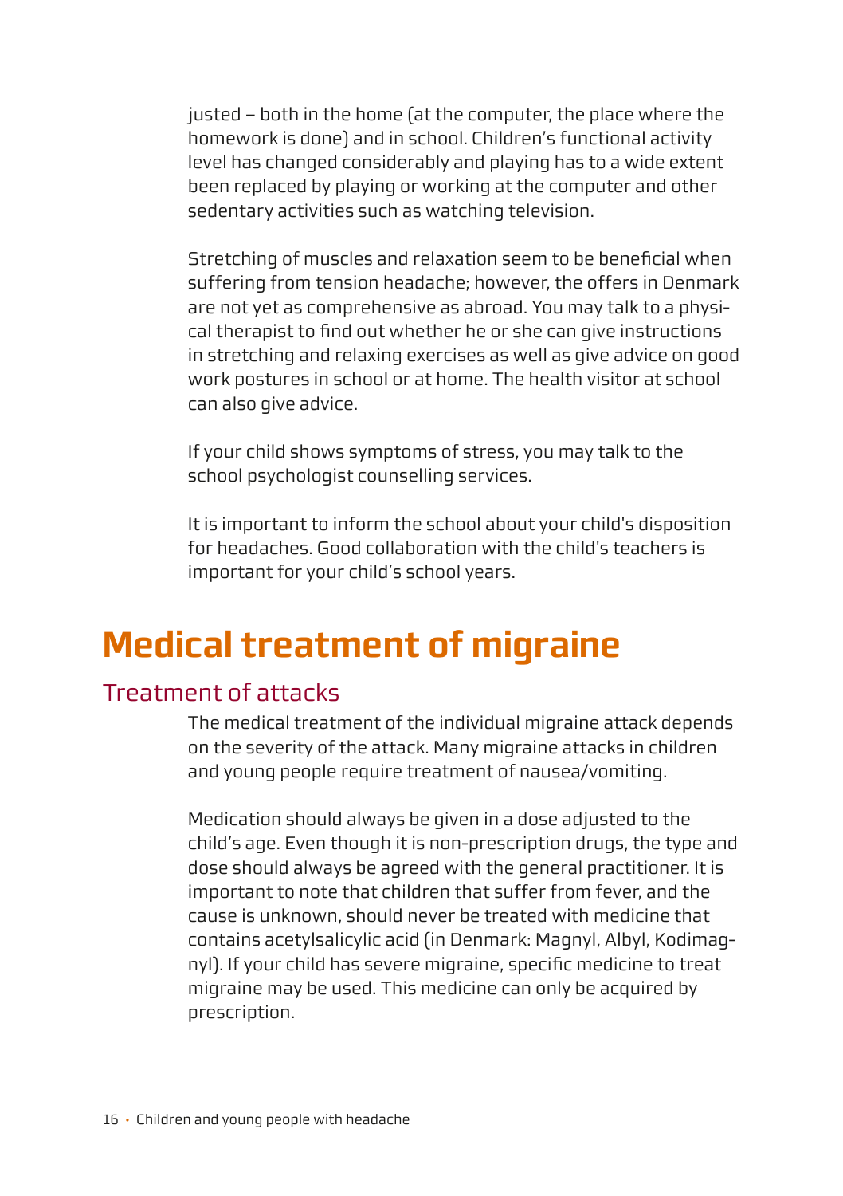justed – both in the home (at the computer, the place where the homework is done) and in school. Children's functional activity level has changed considerably and playing has to a wide extent been replaced by playing or working at the computer and other sedentary activities such as watching television.

Stretching of muscles and relaxation seem to be beneficial when suffering from tension headache; however, the offers in Denmark are not yet as comprehensive as abroad. You may talk to a physical therapist to find out whether he or she can give instructions in stretching and relaxing exercises as well as give advice on good work postures in school or at home. The health visitor at school can also give advice.

If your child shows symptoms of stress, you may talk to the school psychologist counselling services.

It is important to inform the school about your child's disposition for headaches. Good collaboration with the child's teachers is important for your child's school years.

# Medical treatment of migraine

## Treatment of attacks

The medical treatment of the individual migraine attack depends on the severity of the attack. Many migraine attacks in children and young people require treatment of nausea/vomiting.

Medication should always be given in a dose adjusted to the child's age. Even though it is non-prescription drugs, the type and dose should always be agreed with the general practitioner. It is important to note that children that suffer from fever, and the cause is unknown, should never be treated with medicine that contains acetylsalicylic acid (in Denmark: Magnyl, Albyl, Kodimagnyl). If your child has severe migraine, specific medicine to treat migraine may be used. This medicine can only be acquired by prescription.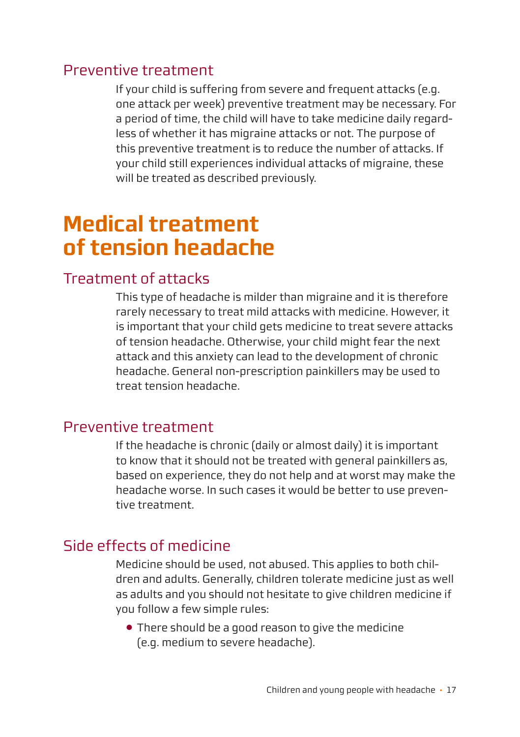### Preventive treatment

If your child is suffering from severe and frequent attacks (e.g. one attack per week) preventive treatment may be necessary. For a period of time, the child will have to take medicine daily regardless of whether it has migraine attacks or not. The purpose of this preventive treatment is to reduce the number of attacks. If your child still experiences individual attacks of migraine, these will be treated as described previously.

## Medical treatment of tension headache

### Treatment of attacks

This type of headache is milder than migraine and it is therefore rarely necessary to treat mild attacks with medicine. However, it is important that your child gets medicine to treat severe attacks of tension headache. Otherwise, your child might fear the next attack and this anxiety can lead to the development of chronic headache. General non-prescription painkillers may be used to treat tension headache.

### Preventive treatment

If the headache is chronic (daily or almost daily) it is important to know that it should not be treated with general painkillers as, based on experience, they do not help and at worst may make the headache worse. In such cases it would be better to use preventive treatment.

### Side effects of medicine

Medicine should be used, not abused. This applies to both children and adults. Generally, children tolerate medicine just as well as adults and you should not hesitate to give children medicine if you follow a few simple rules:

- There should be a good reason to give the medicine (e.g. medium to severe headache).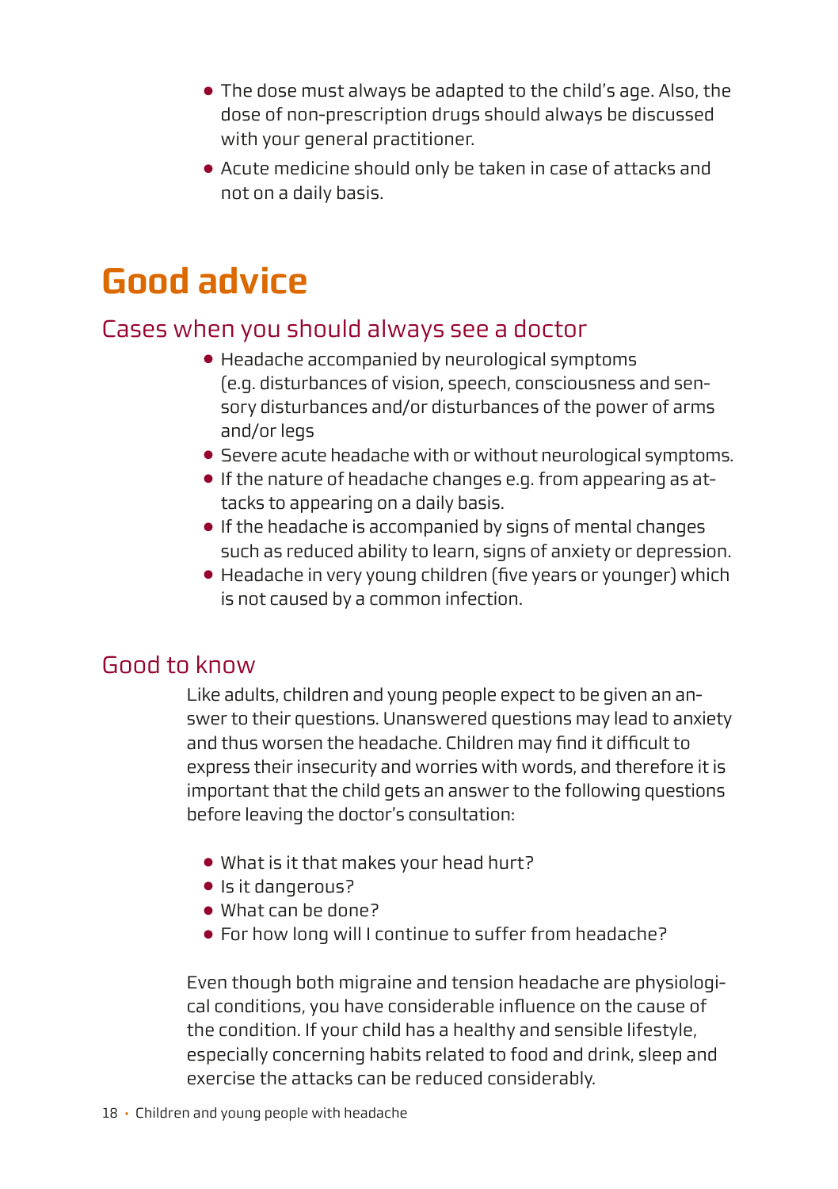- The dose must always be adapted to the child's age. Also, the dose of non-prescription drugs should always be discussed with your general practitioner.
- Acute medicine should only be taken in case of attacks and not on a daily basis.

# Good advice

## Cases when you should always see a doctor

- Headache accompanied by neurological symptoms (e.g. disturbances of vision, speech, consciousness and sensory disturbances and/or disturbances of the power of arms and/or legs
- Severe acute headache with or without neurological symptoms.
- If the nature of headache changes e.g. from appearing as attacks to appearing on a daily basis.
- If the headache is accompanied by signs of mental changes such as reduced ability to learn, signs of anxiety or depression.
- Headache in very young children (five years or younger) which is not caused by a common infection.

## Good to know

Like adults, children and young people expect to be given an answer to their questions. Unanswered questions may lead to anxiety and thus worsen the headache. Children may find it difficult to express their insecurity and worries with words, and therefore it is important that the child gets an answer to the following questions before leaving the doctor's consultation:

- What is it that makes your head hurt?
- Is it dangerous?
- What can be done?
- For how long will I continue to suffer from headache?

Even though both migraine and tension headache are physiological conditions, you have considerable influence on the cause of the condition. If your child has a healthy and sensible lifestyle, especially concerning habits related to food and drink, sleep and exercise the attacks can be reduced considerably.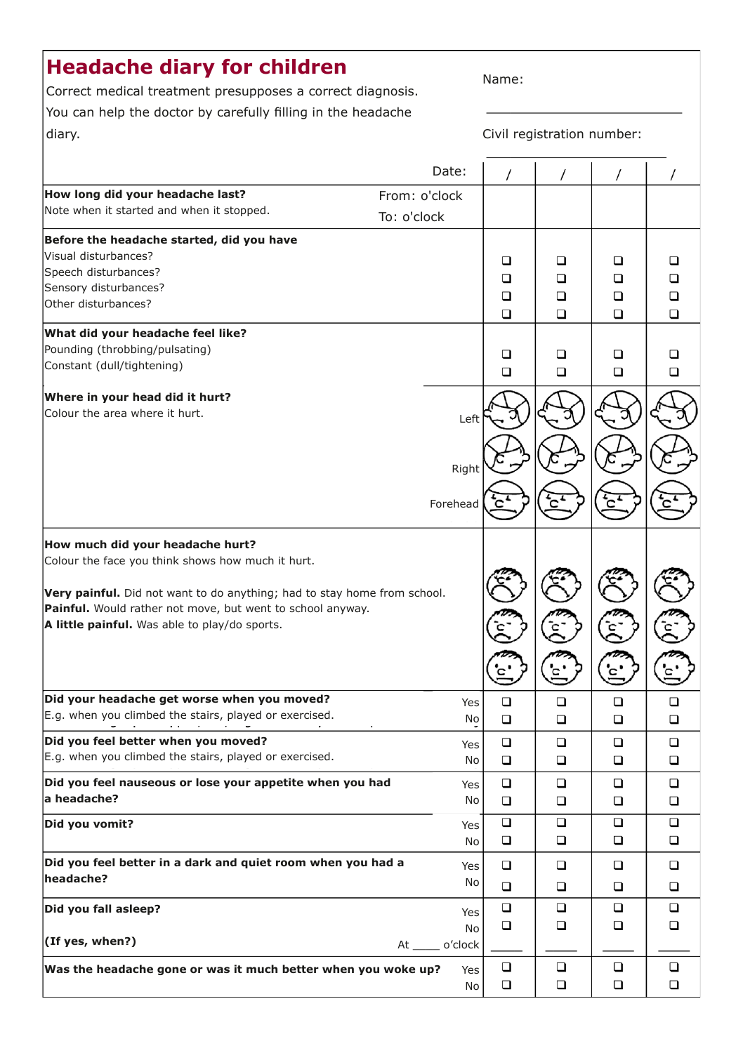# Headache diary for children

Correct medical treatment presupposes a correct diagnosis. You can help the doctor by carefully filling in the headache diary.

Name:

_______________________________

Civil registration number:

_______________________________

| | Date: | / | / | / | / |
|---|---|---|---|---|---|
| **How long did your headache last?**<br>Note when it started and when it stopped. | From: o'clock<br>To: o'clock | | | | |
| **Before the headache started, did you have** | | | | | |
| Visual disturbances? | | ❑ | ❑ | ❑ | ❑ |
| Speech disturbances? | | ❑ | ❑ | ❑ | ❑ |
| Sensory disturbances? | | ❑ | ❑ | ❑ | ❑ |
| Other disturbances? | | ❑ | ❑ | ❑ | ❑ |
| **What did your headache feel like?** | | | | | |
| Pounding (throbbing/pulsating) | | ❑ | ❑ | ❑ | ❑ |
| Constant (dull/tightening) | | ❑ | ❑ | ❑ | ❑ |
| **Where in your head did it hurt?**<br>Colour the area where it hurt. | Left | | | | |
| | Right | | | | |
| | Forehead | | | | |
| **How much did your headache hurt?**<br>Colour the face you think shows how much it hurt.<br><br>**Very painful.** Did not want to do anything; had to stay home from school.<br>**Painful.** Would rather not move, but went to school anyway.<br>**A little painful.** Was able to play/do sports. | | | | | |
| **Did your headache get worse when you moved?**<br>E.g. when you climbed the stairs, played or exercised. | Yes | ❑ | ❑ | ❑ | ❑ |
| | No | ❑ | ❑ | ❑ | ❑ |
| **Did you feel better when you moved?**<br>E.g. when you climbed the stairs, played or exercised. | Yes | ❑ | ❑ | ❑ | ❑ |
| | No | ❑ | ❑ | ❑ | ❑ |
| **Did you feel nauseous or lose your appetite when you had a headache?** | Yes | ❑ | ❑ | ❑ | ❑ |
| | No | ❑ | ❑ | ❑ | ❑ |
| **Did you vomit?** | Yes | ❑ | ❑ | ❑ | ❑ |
| | No | ❑ | ❑ | ❑ | ❑ |
| **Did you feel better in a dark and quiet room when you had a headache?** | Yes | ❑ | ❑ | ❑ | ❑ |
| | No | ❑ | ❑ | ❑ | ❑ |
| **Did you fall asleep?** | Yes | ❑ | ❑ | ❑ | ❑ |
| | No | ❑ | ❑ | ❑ | ❑ |
| **(If yes, when?)** | At _____ o'clock | _____ | _____ | _____ | _____ |
| **Was the headache gone or was it much better when you woke up?** | Yes | ❑ | ❑ | ❑ | ❑ |
| | No | ❑ | ❑ | ❑ | ❑ |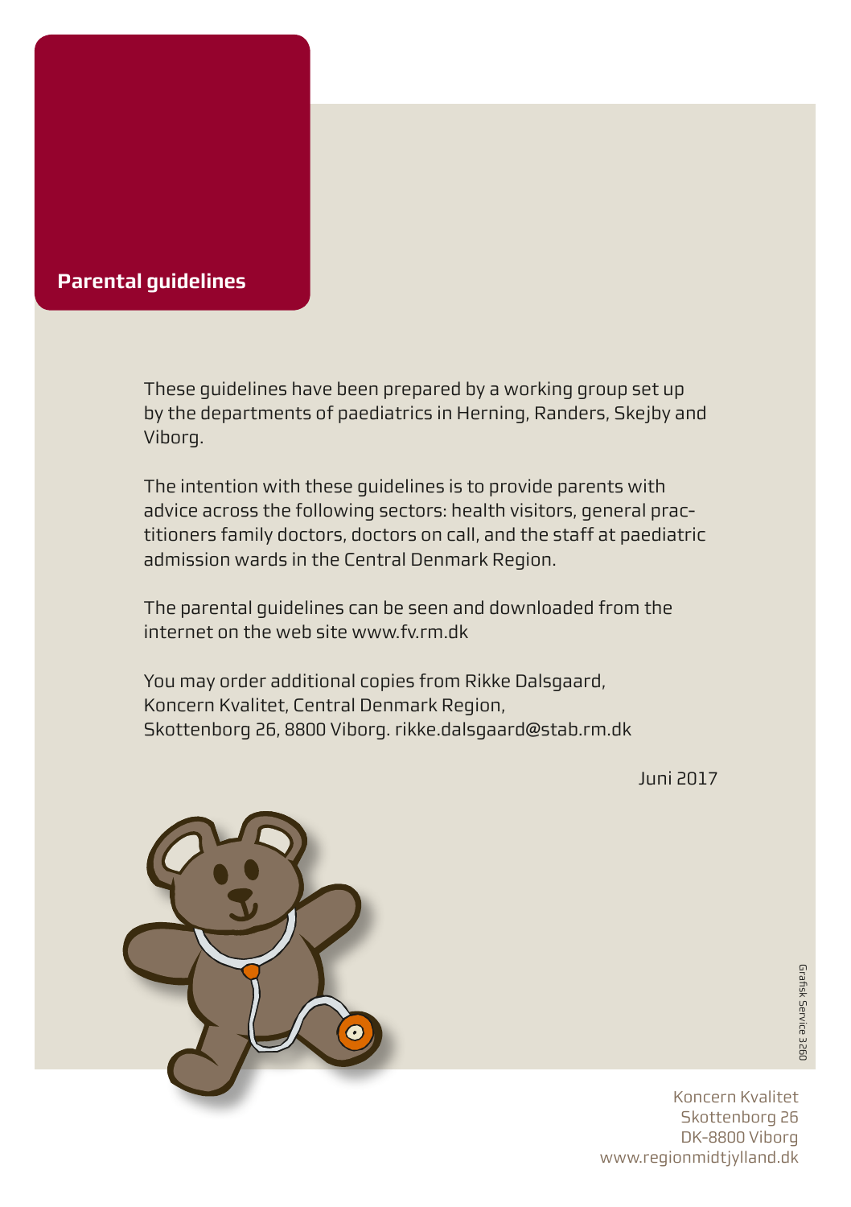## Parental guidelines

These guidelines have been prepared by a working group set up by the departments of paediatrics in Herning, Randers, Skejby and Viborg.

The intention with these guidelines is to provide parents with advice across the following sectors: health visitors, general practitioners family doctors, doctors on call, and the staff at paediatric admission wards in the Central Denmark Region.

The parental guidelines can be seen and downloaded from the internet on the web site www.fv.rm.dk

You may order additional copies from Rikke Dalsgaard, Koncern Kvalitet, Central Denmark Region, Skottenborg 26, 8800 Viborg. rikke.dalsgaard@stab.rm.dk

Juni 2017

Grafisk Service 3260

Koncern Kvalitet
Skottenborg 26
DK-8800 Viborg
www.regionmidtjylland.dk